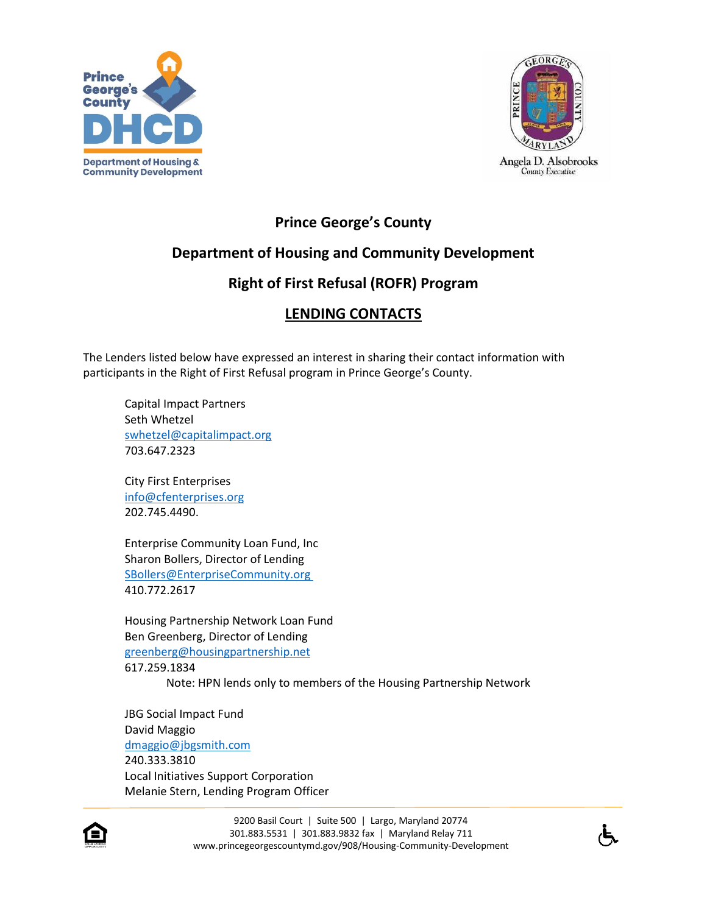Prince George's County DHCD
Department of Housing & Community Development

Angela D. Alsobrooks
County Executive

# Prince George's County

## Department of Housing and Community Development

## Right of First Refusal (ROFR) Program

## LENDING CONTACTS

The Lenders listed below have expressed an interest in sharing their contact information with participants in the Right of First Refusal program in Prince George's County.

Capital Impact Partners
Seth Whetzel
swhetzel@capitalimpact.org
703.647.2323

City First Enterprises
info@cfenterprises.org
202.745.4490.

Enterprise Community Loan Fund, Inc
Sharon Bollers, Director of Lending
SBollers@EnterpriseCommunity.org
410.772.2617

Housing Partnership Network Loan Fund
Ben Greenberg, Director of Lending
greenberg@housingpartnership.net
617.259.1834
Note: HPN lends only to members of the Housing Partnership Network

JBG Social Impact Fund
David Maggio
dmaggio@jbgsmith.com
240.333.3810

Local Initiatives Support Corporation
Melanie Stern, Lending Program Officer

9200 Basil Court | Suite 500 | Largo, Maryland 20774
301.883.5531 | 301.883.9832 fax | Maryland Relay 711
www.princegeorgescountymd.gov/908/Housing-Community-Development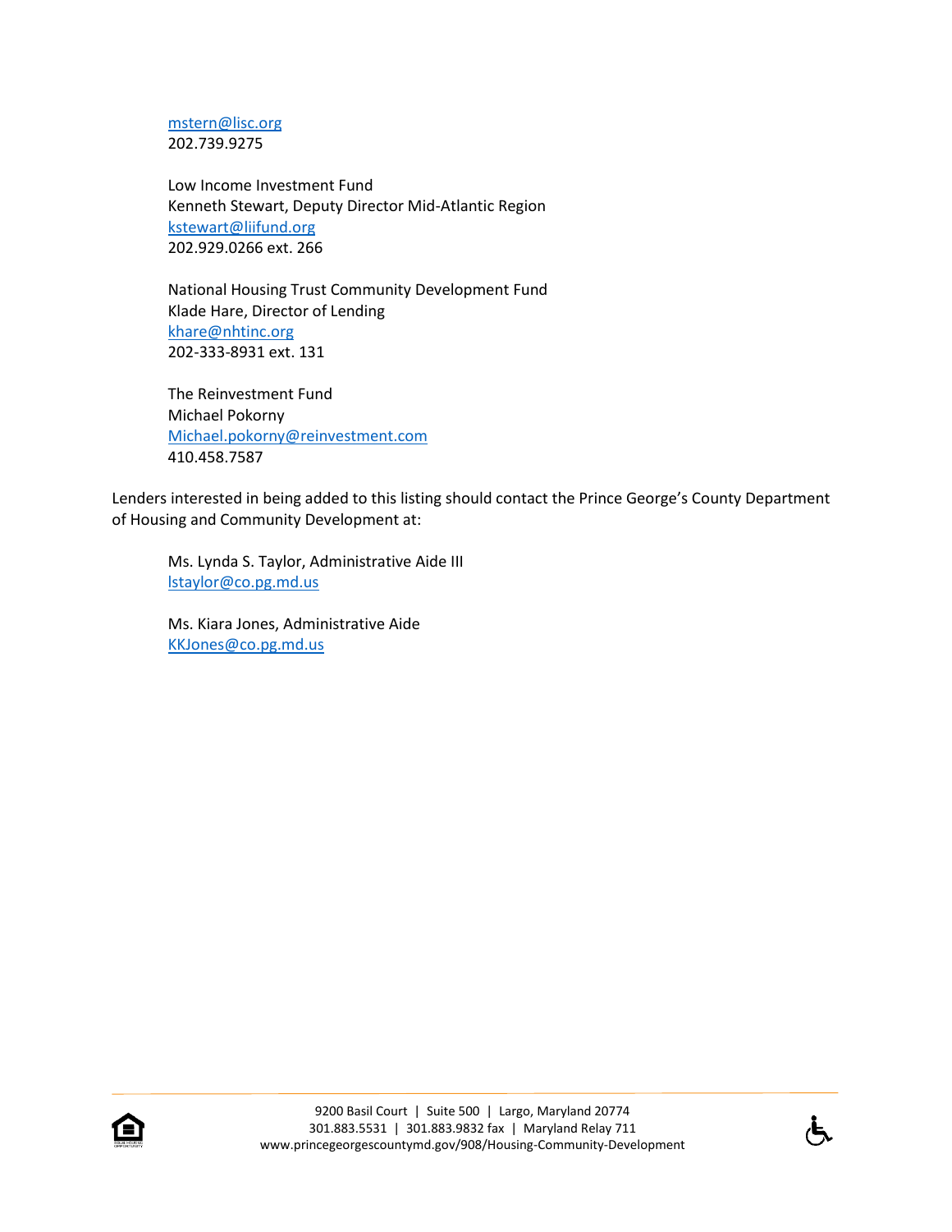mstern@lisc.org
202.739.9275

Low Income Investment Fund
Kenneth Stewart, Deputy Director Mid-Atlantic Region
kstewart@liifund.org
202.929.0266 ext. 266

National Housing Trust Community Development Fund
Klade Hare, Director of Lending
khare@nhtinc.org
202-333-8931 ext. 131

The Reinvestment Fund
Michael Pokorny
Michael.pokorny@reinvestment.com
410.458.7587

Lenders interested in being added to this listing should contact the Prince George's County Department of Housing and Community Development at:

Ms. Lynda S. Taylor, Administrative Aide III
lstaylor@co.pg.md.us

Ms. Kiara Jones, Administrative Aide
KKJones@co.pg.md.us